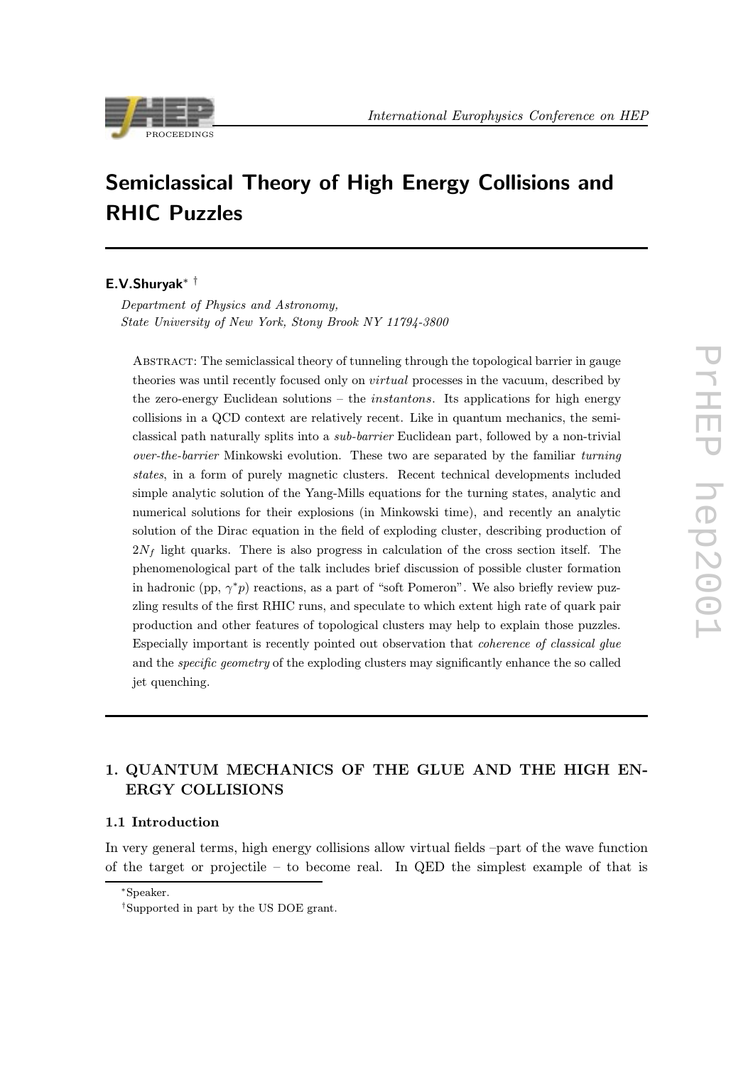# Semiclassical Theory of High Energy Collisions and RHIC Puzzles

**E.V.Shuryak**[*] [†]

*Department of Physics and Astronomy,*
*State University of New York, Stony Brook NY 11794-3800*

Abstract: The semiclassical theory of tunneling through the topological barrier in gauge theories was until recently focused only on *virtual* processes in the vacuum, described by the zero-energy Euclidean solutions – the *instantons*. Its applications for high energy collisions in a QCD context are relatively recent. Like in quantum mechanics, the semiclassical path naturally splits into a *sub-barrier* Euclidean part, followed by a non-trivial *over-the-barrier* Minkowski evolution. These two are separated by the familiar *turning states*, in a form of purely magnetic clusters. Recent technical developments included simple analytic solution of the Yang-Mills equations for the turning states, analytic and numerical solutions for their explosions (in Minkowski time), and recently an analytic solution of the Dirac equation in the field of exploding cluster, describing production of $2N_f$ light quarks. There is also progress in calculation of the cross section itself. The phenomenological part of the talk includes brief discussion of possible cluster formation in hadronic (pp, $\gamma^* p$) reactions, as a part of "soft Pomeron". We also briefly review puzzling results of the first RHIC runs, and speculate to which extent high rate of quark pair production and other features of topological clusters may help to explain those puzzles. Especially important is recently pointed out observation that *coherence of classical glue* and the *specific geometry* of the exploding clusters may significantly enhance the so called jet quenching.

## 1. QUANTUM MECHANICS OF THE GLUE AND THE HIGH ENERGY COLLISIONS

### 1.1 Introduction

In very general terms, high energy collisions allow virtual fields –part of the wave function of the target or projectile – to become real. In QED the simplest example of that is

[*] Speaker.
[†] Supported in part by the US DOE grant.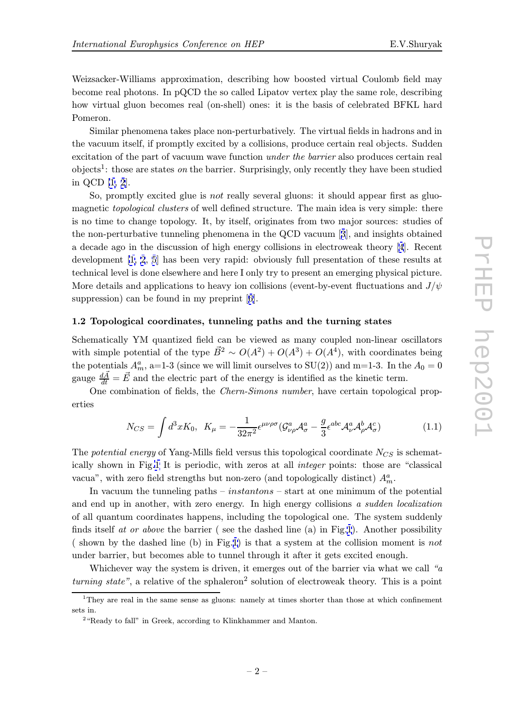Weizsacker-Williams approximation, describing how boosted virtual Coulomb field may become real photons. In pQCD the so called Lipatov vertex play the same role, describing how virtual gluon becomes real (on-shell) ones: it is the basis of celebrated BFKL hard Pomeron.

Similar phenomena takes place non-perturbatively. The virtual fields in hadrons and in the vacuum itself, if promptly excited by a collisions, produce certain real objects. Sudden excitation of the part of vacuum wave function *under the barrier* also produces certain real objects[1]: those are states *on* the barrier. Surprisingly, only recently they have been studied in QCD [1, 2].

So, promptly excited glue is *not* really several gluons: it should appear first as gluomagnetic *topological clusters* of well defined structure. The main idea is very simple: there is no time to change topology. It, by itself, originates from two major sources: studies of the non-perturbative tunneling phenomena in the QCD vacuum [3], and insights obtained a decade ago in the discussion of high energy collisions in electroweak theory [4]. Recent development [1, 2, 5] has been very rapid: obviously full presentation of these results at technical level is done elsewhere and here I only try to present an emerging physical picture. More details and applications to heavy ion collisions (event-by-event fluctuations and $J/\psi$ suppression) can be found in my preprint [6].

### 1.2 Topological coordinates, tunneling paths and the turning states

Schematically YM quantized field can be viewed as many coupled non-linear oscillators with simple potential of the type $\vec{B}^2 \sim O(A^2) + O(A^3) + O(A^4)$, with coordinates being the potentials $A^a_m$, a=1-3 (since we will limit ourselves to SU(2)) and m=1-3. In the $A_0 = 0$ gauge $\frac{d\vec{A}}{dt} = \vec{E}$ and the electric part of the energy is identified as the kinetic term.

One combination of fields, the *Chern-Simons number*, have certain topological properties

$$N_{CS} = \int d^3x K_0, \;\; K_\mu = -\frac{1}{32\pi^2}\epsilon^{\mu\nu\rho\sigma}(\mathcal{G}^a_{\nu\rho}\mathcal{A}^a_\sigma - \frac{g}{3}\epsilon^{abc}\mathcal{A}^a_\nu\mathcal{A}^b_\rho\mathcal{A}^c_\sigma) \tag{1.1}$$

The *potential energy* of Yang-Mills field versus this topological coordinate $N_{CS}$ is schematically shown in Fig.1 It is periodic, with zeros at all *integer* points: those are "classical vacua", with zero field strengths but non-zero (and topologically distinct) $A^a_m$.

In vacuum the tunneling paths – *instantons* – start at one minimum of the potential and end up in another, with zero energy. In high energy collisions *a sudden localization* of all quantum coordinates happens, including the topological one. The system suddenly finds itself *at or above* the barrier ( see the dashed line (a) in Fig.1). Another possibility ( shown by the dashed line (b) in Fig.1) is that a system at the collision moment is *not* under barrier, but becomes able to tunnel through it after it gets excited enough.

Whichever way the system is driven, it emerges out of the barrier via what we call *"a turning state"*, a relative of the sphaleron[2] solution of electroweak theory. This is a point

---

[1] They are real in the same sense as gluons: namely at times shorter than those at which confinement sets in.

[2] "Ready to fall" in Greek, according to Klinkhammer and Manton.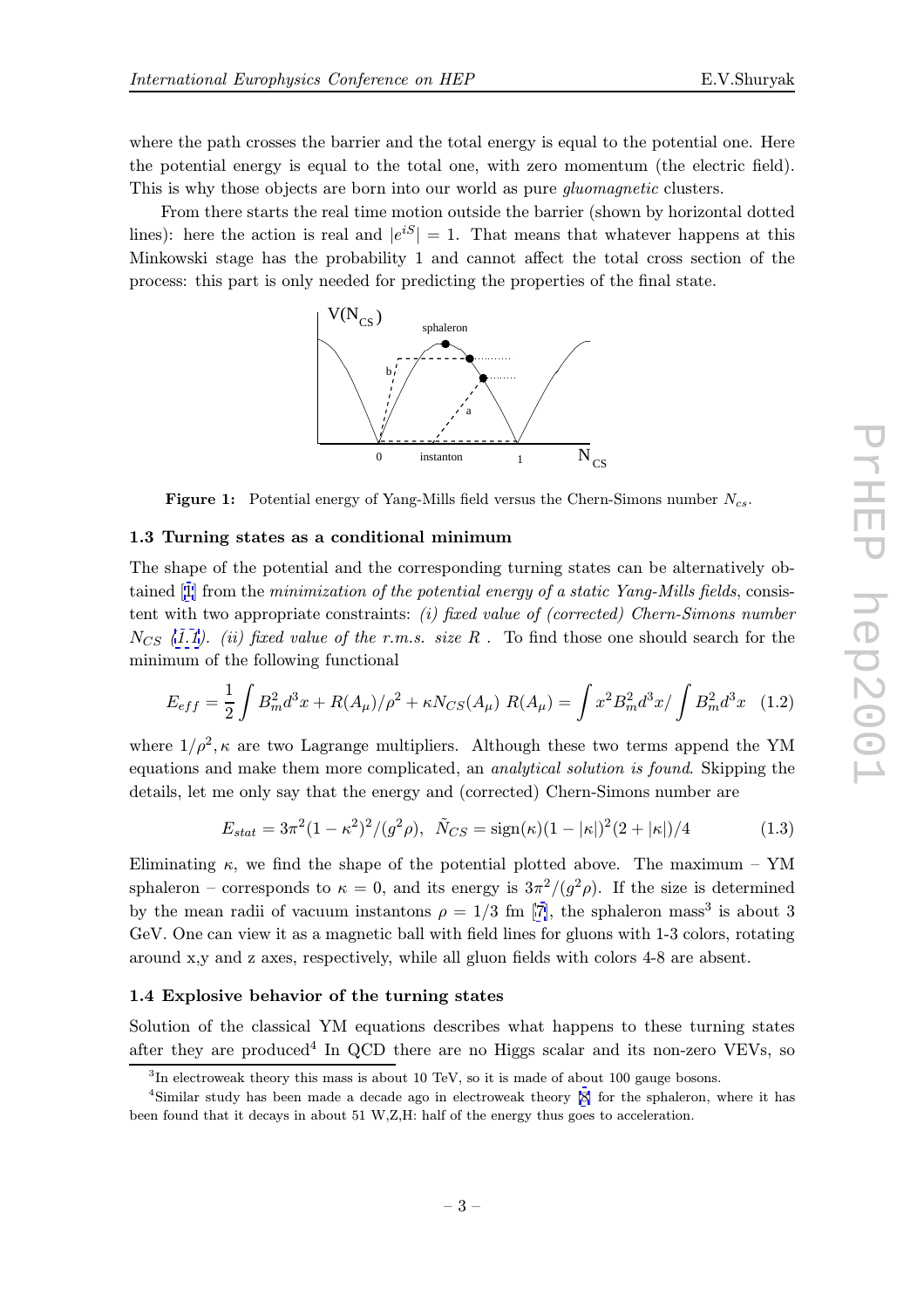where the path crosses the barrier and the total energy is equal to the potential one. Here the potential energy is equal to the total one, with zero momentum (the electric field). This is why those objects are born into our world as pure *gluomagnetic* clusters.

From there starts the real time motion outside the barrier (shown by horizontal dotted lines): here the action is real and $|e^{iS}| = 1$. That means that whatever happens at this Minkowski stage has the probability 1 and cannot affect the total cross section of the process: this part is only needed for predicting the properties of the final state.

**Figure 1:** Potential energy of Yang-Mills field versus the Chern-Simons number $N_{cs}$.

### 1.3 Turning states as a conditional minimum

The shape of the potential and the corresponding turning states can be alternatively obtained [1] from the *minimization of the potential energy of a static Yang-Mills fields*, consistent with two appropriate constraints: *(i) fixed value of (corrected) Chern-Simons number* $N_{CS}$ *(1.1). (ii) fixed value of the r.m.s. size* $R$ *.* To find those one should search for the minimum of the following functional

$$E_{eff} = \frac{1}{2}\int B_m^2 d^3x + R(A_\mu)/\rho^2 + \kappa N_{CS}(A_\mu) \; R(A_\mu) = \int x^2 B_m^2 d^3x / \int B_m^2 d^3x \quad (1.2)$$

where $1/\rho^2, \kappa$ are two Lagrange multipliers. Although these two terms append the YM equations and make them more complicated, an *analytical solution is found*. Skipping the details, let me only say that the energy and (corrected) Chern-Simons number are

$$E_{stat} = 3\pi^2(1-\kappa^2)^2/(g^2\rho), \;\; \tilde{N}_{CS} = \text{sign}(\kappa)(1-|\kappa|)^2(2+|\kappa|)/4 \quad (1.3)$$

Eliminating $\kappa$, we find the shape of the potential plotted above. The maximum – YM sphaleron – corresponds to $\kappa = 0$, and its energy is $3\pi^2/(g^2\rho)$. If the size is determined by the mean radii of vacuum instantons $\rho = 1/3$ fm [7], the sphaleron mass[3] is about 3 GeV. One can view it as a magnetic ball with field lines for gluons with 1-3 colors, rotating around x,y and z axes, respectively, while all gluon fields with colors 4-8 are absent.

### 1.4 Explosive behavior of the turning states

Solution of the classical YM equations describes what happens to these turning states after they are produced[4] In QCD there are no Higgs scalar and its non-zero VEVs, so

[3] In electroweak theory this mass is about 10 TeV, so it is made of about 100 gauge bosons.

[4] Similar study has been made a decade ago in electroweak theory [8] for the sphaleron, where it has been found that it decays in about 51 W,Z,H: half of the energy thus goes to acceleration.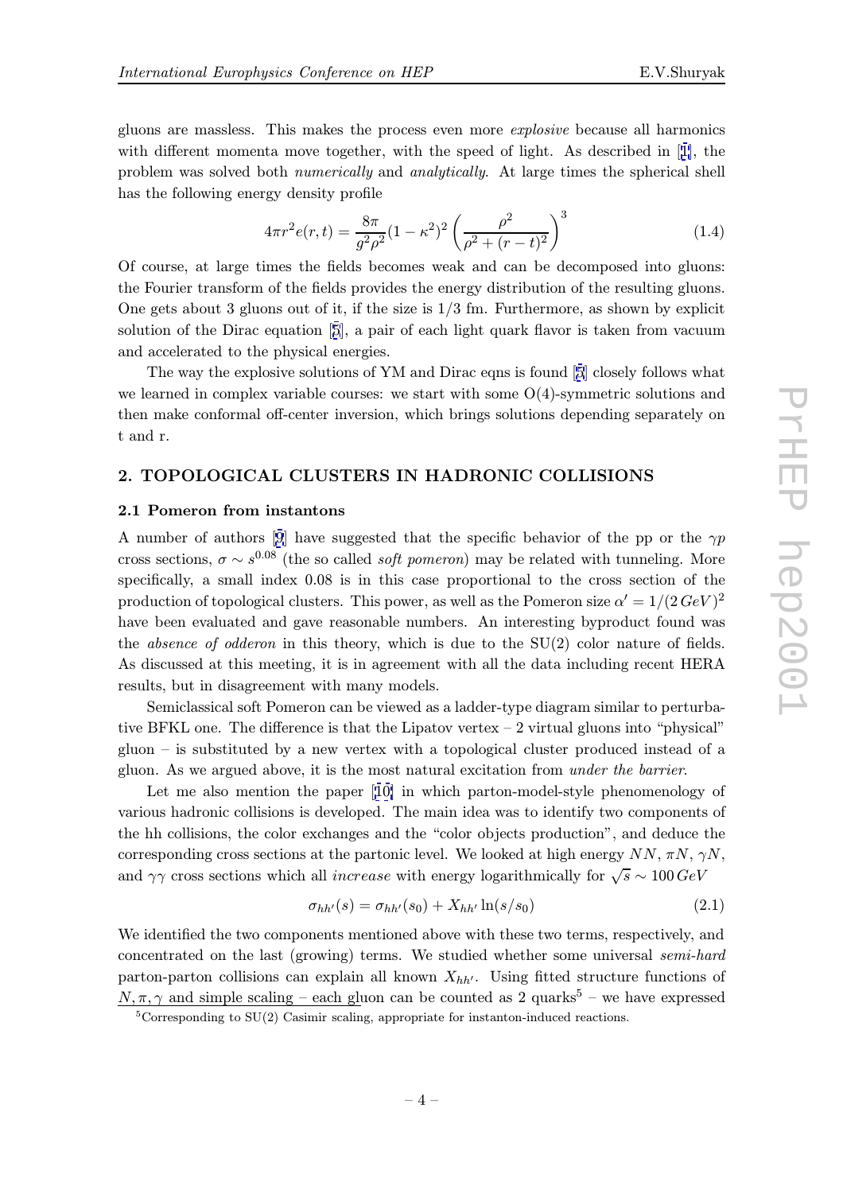gluons are massless. This makes the process even more *explosive* because all harmonics with different momenta move together, with the speed of light. As described in [1], the problem was solved both *numerically* and *analytically*. At large times the spherical shell has the following energy density profile

$$4\pi r^2 e(r,t) = \frac{8\pi}{g^2\rho^2}(1-\kappa^2)^2 \left(\frac{\rho^2}{\rho^2+(r-t)^2}\right)^3 \tag{1.4}$$

Of course, at large times the fields becomes weak and can be decomposed into gluons: the Fourier transform of the fields provides the energy distribution of the resulting gluons. One gets about 3 gluons out of it, if the size is 1/3 fm. Furthermore, as shown by explicit solution of the Dirac equation [5], a pair of each light quark flavor is taken from vacuum and accelerated to the physical energies.

The way the explosive solutions of YM and Dirac eqns is found [5] closely follows what we learned in complex variable courses: we start with some O(4)-symmetric solutions and then make conformal off-center inversion, which brings solutions depending separately on t and r.

## 2. TOPOLOGICAL CLUSTERS IN HADRONIC COLLISIONS

### 2.1 Pomeron from instantons

A number of authors [9] have suggested that the specific behavior of the pp or the $\gamma p$ cross sections, $\sigma \sim s^{0.08}$ (the so called *soft pomeron*) may be related with tunneling. More specifically, a small index 0.08 is in this case proportional to the cross section of the production of topological clusters. This power, as well as the Pomeron size $\alpha' = 1/(2\,GeV)^2$ have been evaluated and gave reasonable numbers. An interesting byproduct found was the *absence of odderon* in this theory, which is due to the SU(2) color nature of fields. As discussed at this meeting, it is in agreement with all the data including recent HERA results, but in disagreement with many models.

Semiclassical soft Pomeron can be viewed as a ladder-type diagram similar to perturbative BFKL one. The difference is that the Lipatov vertex – 2 virtual gluons into "physical" gluon – is substituted by a new vertex with a topological cluster produced instead of a gluon. As we argued above, it is the most natural excitation from *under the barrier*.

Let me also mention the paper [10] in which parton-model-style phenomenology of various hadronic collisions is developed. The main idea was to identify two components of the hh collisions, the color exchanges and the "color objects production", and deduce the corresponding cross sections at the partonic level. We looked at high energy $NN$, $\pi N$, $\gamma N$, and $\gamma\gamma$ cross sections which all *increase* with energy logarithmically for $\sqrt{s} \sim 100\,GeV$

$$\sigma_{hh'}(s) = \sigma_{hh'}(s_0) + X_{hh'} \ln(s/s_0) \tag{2.1}$$

We identified the two components mentioned above with these two terms, respectively, and concentrated on the last (growing) terms. We studied whether some universal *semi-hard* parton-parton collisions can explain all known $X_{hh'}$. Using fitted structure functions of $N, \pi, \gamma$ and simple scaling – each gluon can be counted as 2 quarks[5] – we have expressed

[5] Corresponding to SU(2) Casimir scaling, appropriate for instanton-induced reactions.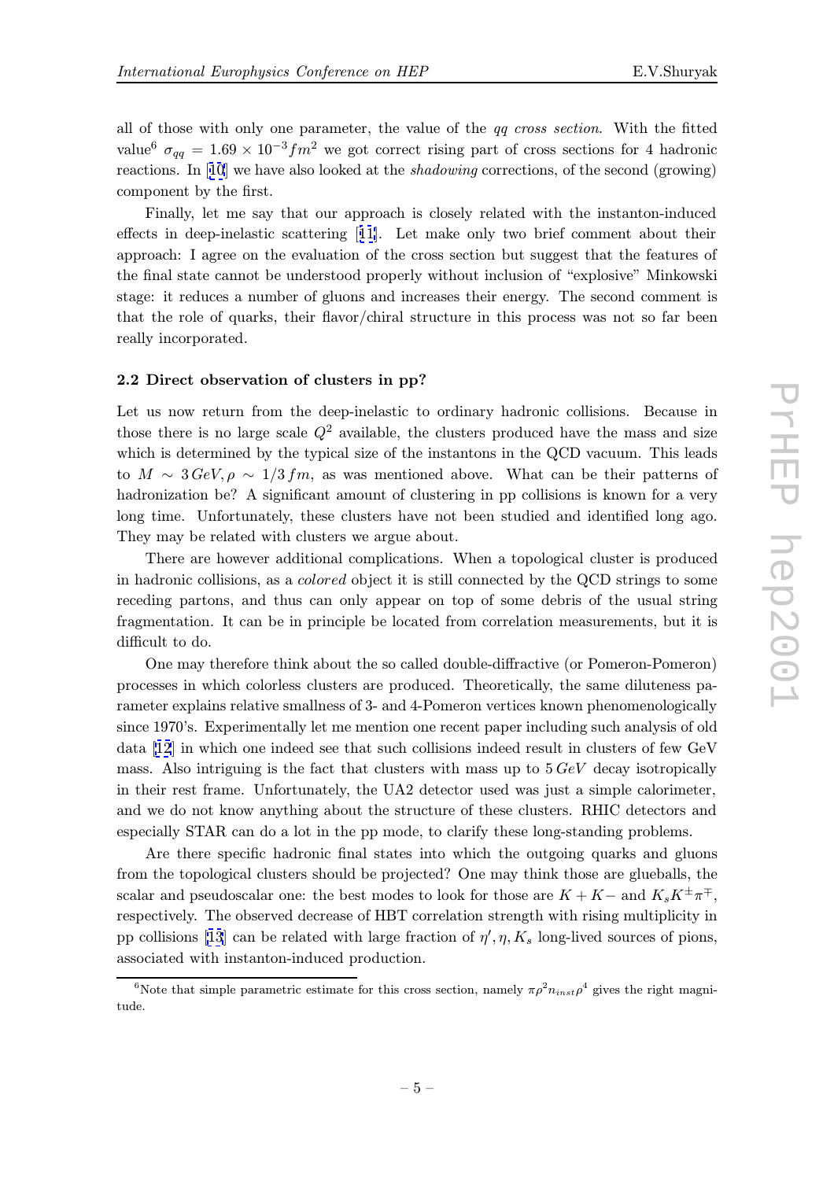all of those with only one parameter, the value of the *qq cross section*. With the fitted value[6] $\sigma_{qq} = 1.69 \times 10^{-3} fm^2$ we got correct rising part of cross sections for 4 hadronic reactions. In [10] we have also looked at the *shadowing* corrections, of the second (growing) component by the first.

Finally, let me say that our approach is closely related with the instanton-induced effects in deep-inelastic scattering [11]. Let make only two brief comment about their approach: I agree on the evaluation of the cross section but suggest that the features of the final state cannot be understood properly without inclusion of "explosive" Minkowski stage: it reduces a number of gluons and increases their energy. The second comment is that the role of quarks, their flavor/chiral structure in this process was not so far been really incorporated.

### 2.2 Direct observation of clusters in pp?

Let us now return from the deep-inelastic to ordinary hadronic collisions. Because in those there is no large scale $Q^2$ available, the clusters produced have the mass and size which is determined by the typical size of the instantons in the QCD vacuum. This leads to $M \sim 3\,GeV, \rho \sim 1/3\,fm$, as was mentioned above. What can be their patterns of hadronization be? A significant amount of clustering in pp collisions is known for a very long time. Unfortunately, these clusters have not been studied and identified long ago. They may be related with clusters we argue about.

There are however additional complications. When a topological cluster is produced in hadronic collisions, as a *colored* object it is still connected by the QCD strings to some receding partons, and thus can only appear on top of some debris of the usual string fragmentation. It can be in principle be located from correlation measurements, but it is difficult to do.

One may therefore think about the so called double-diffractive (or Pomeron-Pomeron) processes in which colorless clusters are produced. Theoretically, the same diluteness parameter explains relative smallness of 3- and 4-Pomeron vertices known phenomenologically since 1970's. Experimentally let me mention one recent paper including such analysis of old data [12] in which one indeed see that such collisions indeed result in clusters of few GeV mass. Also intriguing is the fact that clusters with mass up to $5\,GeV$ decay isotropically in their rest frame. Unfortunately, the UA2 detector used was just a simple calorimeter, and we do not know anything about the structure of these clusters. RHIC detectors and especially STAR can do a lot in the pp mode, to clarify these long-standing problems.

Are there specific hadronic final states into which the outgoing quarks and gluons from the topological clusters should be projected? One may think those are glueballs, the scalar and pseudoscalar one: the best modes to look for those are $K+K-$ and $K_s K^{\pm}\pi^{\mp}$, respectively. The observed decrease of HBT correlation strength with rising multiplicity in pp collisions [13] can be related with large fraction of $\eta', \eta, K_s$ long-lived sources of pions, associated with instanton-induced production.

[6] Note that simple parametric estimate for this cross section, namely $\pi\rho^2 n_{inst}\rho^4$ gives the right magnitude.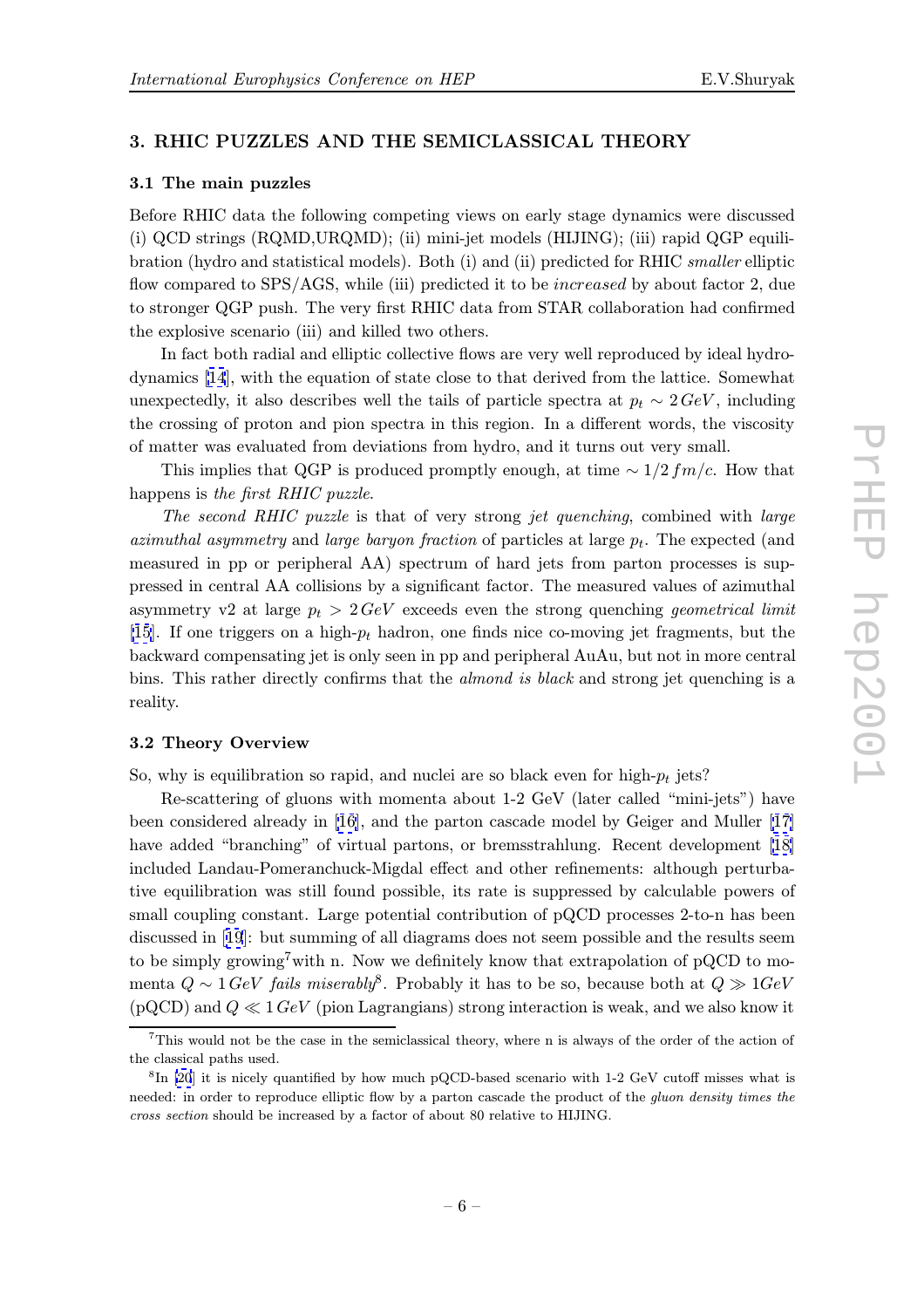## 3. RHIC PUZZLES AND THE SEMICLASSICAL THEORY

### 3.1 The main puzzles

Before RHIC data the following competing views on early stage dynamics were discussed (i) QCD strings (RQMD,URQMD); (ii) mini-jet models (HIJING); (iii) rapid QGP equilibration (hydro and statistical models). Both (i) and (ii) predicted for RHIC *smaller* elliptic flow compared to SPS/AGS, while (iii) predicted it to be *increased* by about factor 2, due to stronger QGP push. The very first RHIC data from STAR collaboration had confirmed the explosive scenario (iii) and killed two others.

In fact both radial and elliptic collective flows are very well reproduced by ideal hydrodynamics [14], with the equation of state close to that derived from the lattice. Somewhat unexpectedly, it also describes well the tails of particle spectra at $p_t \sim 2\,GeV$, including the crossing of proton and pion spectra in this region. In a different words, the viscosity of matter was evaluated from deviations from hydro, and it turns out very small.

This implies that QGP is produced promptly enough, at time $\sim 1/2\,fm/c$. How that happens is *the first RHIC puzzle*.

*The second RHIC puzzle* is that of very strong *jet quenching*, combined with *large azimuthal asymmetry* and *large baryon fraction* of particles at large $p_t$. The expected (and measured in pp or peripheral AA) spectrum of hard jets from parton processes is suppressed in central AA collisions by a significant factor. The measured values of azimuthal asymmetry v2 at large $p_t > 2\,GeV$ exceeds even the strong quenching *geometrical limit* [15]. If one triggers on a high-$p_t$ hadron, one finds nice co-moving jet fragments, but the backward compensating jet is only seen in pp and peripheral AuAu, but not in more central bins. This rather directly confirms that the *almond is black* and strong jet quenching is a reality.

### 3.2 Theory Overview

So, why is equilibration so rapid, and nuclei are so black even for high-$p_t$ jets?

Re-scattering of gluons with momenta about 1-2 GeV (later called "mini-jets") have been considered already in [16], and the parton cascade model by Geiger and Muller [17] have added "branching" of virtual partons, or bremsstrahlung. Recent development [18] included Landau-Pomeranchuck-Migdal effect and other refinements: although perturbative equilibration was still found possible, its rate is suppressed by calculable powers of small coupling constant. Large potential contribution of pQCD processes 2-to-n has been discussed in [19]: but summing of all diagrams does not seem possible and the results seem to be simply growing[7] with n. Now we definitely know that extrapolation of pQCD to momenta $Q \sim 1\,GeV$ *fails miserably*[8]. Probably it has to be so, because both at $Q \gg 1GeV$ (pQCD) and $Q \ll 1\,GeV$ (pion Lagrangians) strong interaction is weak, and we also know it

---

[7] This would not be the case in the semiclassical theory, where n is always of the order of the action of the classical paths used.

[8] In [20] it is nicely quantified by how much pQCD-based scenario with 1-2 GeV cutoff misses what is needed: in order to reproduce elliptic flow by a parton cascade the product of the *gluon density times the cross section* should be increased by a factor of about 80 relative to HIJING.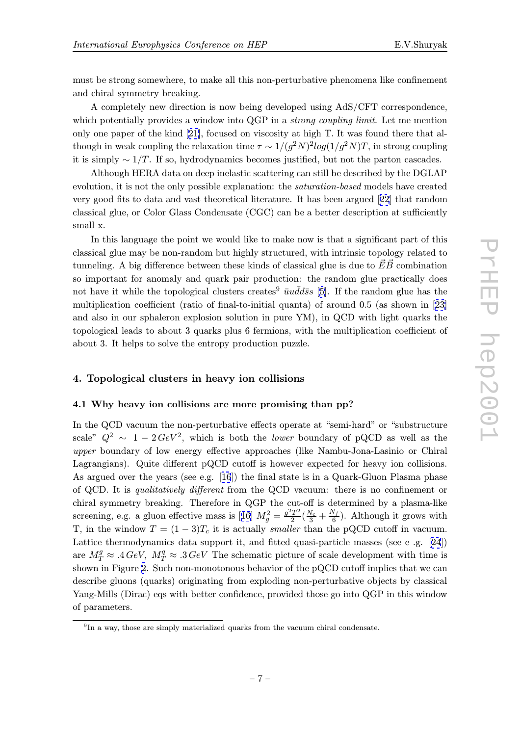must be strong somewhere, to make all this non-perturbative phenomena like confinement and chiral symmetry breaking.

A completely new direction is now being developed using AdS/CFT correspondence, which potentially provides a window into QGP in a *strong coupling limit*. Let me mention only one paper of the kind [21], focused on viscosity at high T. It was found there that although in weak coupling the relaxation time $\tau \sim 1/(g^2N)^2 log(1/g^2N)T$, in strong coupling it is simply $\sim 1/T$. If so, hydrodynamics becomes justified, but not the parton cascades.

Although HERA data on deep inelastic scattering can still be described by the DGLAP evolution, it is not the only possible explanation: the *saturation-based* models have created very good fits to data and vast theoretical literature. It has been argued [22] that random classical glue, or Color Glass Condensate (CGC) can be a better description at sufficiently small x.

In this language the point we would like to make now is that a significant part of this classical glue may be non-random but highly structured, with intrinsic topology related to tunneling. A big difference between these kinds of classical glue is due to $\vec{E}\vec{B}$ combination so important for anomaly and quark pair production: the random glue practically does not have it while the topological clusters creates[9] $\bar{u}u\bar{d}d\bar{s}s$ [5]. If the random glue has the multiplication coefficient (ratio of final-to-initial quanta) of around 0.5 (as shown in [23] and also in our sphaleron explosion solution in pure YM), in QCD with light quarks the topological leads to about 3 quarks plus 6 fermions, with the multiplication coefficient of about 3. It helps to solve the entropy production puzzle.

## 4. Topological clusters in heavy ion collisions

### 4.1 Why heavy ion collisions are more promising than pp?

In the QCD vacuum the non-perturbative effects operate at "semi-hard" or "substructure scale" $Q^2 \sim 1 - 2\,GeV^2$, which is both the *lower* boundary of pQCD as well as the *upper* boundary of low energy effective approaches (like Nambu-Jona-Lasinio or Chiral Lagrangians). Quite different pQCD cutoff is however expected for heavy ion collisions. As argued over the years (see e.g. [16]) the final state is in a Quark-Gluon Plasma phase of QCD. It is *qualitatively different* from the QCD vacuum: there is no confinement or chiral symmetry breaking. Therefore in QGP the cut-off is determined by a plasma-like screening, e.g. a gluon effective mass is [16] $M_g^2 = \frac{g^2T^2}{2}(\frac{N_c}{3} + \frac{N_f}{6})$. Although it grows with T, in the window $T = (1-3)T_c$ it is actually *smaller* than the pQCD cutoff in vacuum. Lattice thermodynamics data support it, and fitted quasi-particle masses (see e .g. [24]) are $M_T^g \approx .4\,GeV$, $M_T^q \approx .3\,GeV$ The schematic picture of scale development with time is shown in Figure 2. Such non-monotonous behavior of the pQCD cutoff implies that we can describe gluons (quarks) originating from exploding non-perturbative objects by classical Yang-Mills (Dirac) eqs with better confidence, provided those go into QGP in this window of parameters.

[9] In a way, those are simply materialized quarks from the vacuum chiral condensate.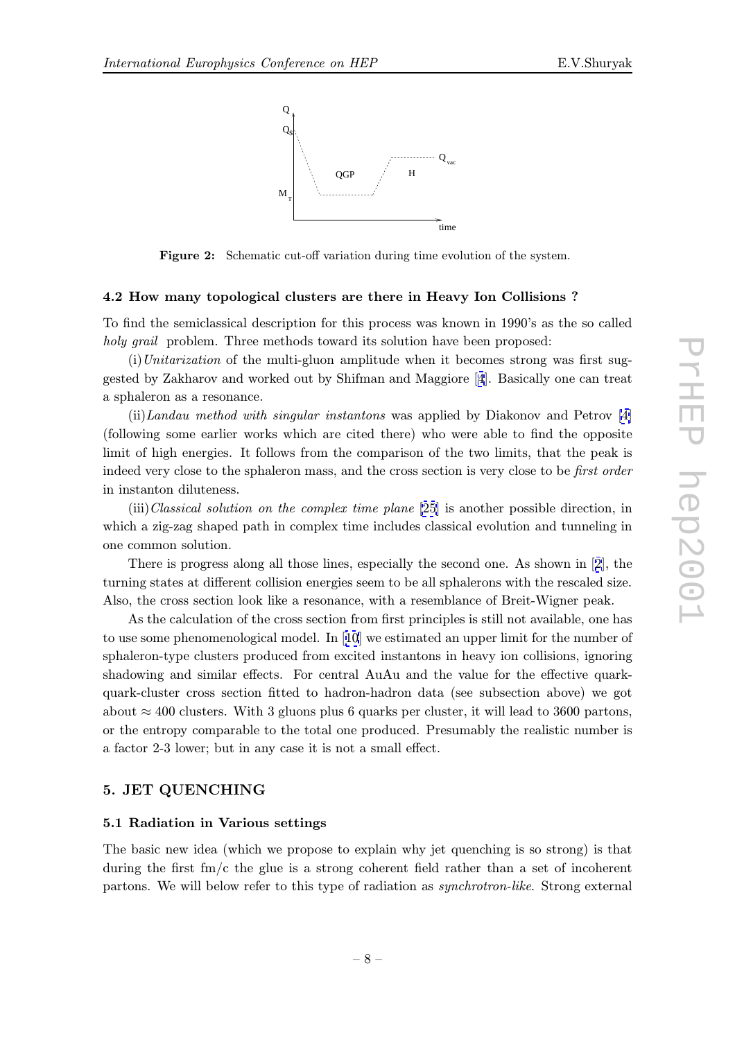**Figure 2:** Schematic cut-off variation during time evolution of the system.

### 4.2 How many topological clusters are there in Heavy Ion Collisions ?

To find the semiclassical description for this process was known in 1990's as the so called *holy grail* problem. Three methods toward its solution have been proposed:

(i) *Unitarization* of the multi-gluon amplitude when it becomes strong was first suggested by Zakharov and worked out by Shifman and Maggiore [4]. Basically one can treat a sphaleron as a resonance.

(ii) *Landau method with singular instantons* was applied by Diakonov and Petrov [4] (following some earlier works which are cited there) who were able to find the opposite limit of high energies. It follows from the comparison of the two limits, that the peak is indeed very close to the sphaleron mass, and the cross section is very close to be *first order* in instanton diluteness.

(iii) *Classical solution on the complex time plane* [25] is another possible direction, in which a zig-zag shaped path in complex time includes classical evolution and tunneling in one common solution.

There is progress along all those lines, especially the second one. As shown in [2], the turning states at different collision energies seem to be all sphalerons with the rescaled size. Also, the cross section look like a resonance, with a resemblance of Breit-Wigner peak.

As the calculation of the cross section from first principles is still not available, one has to use some phenomenological model. In [10] we estimated an upper limit for the number of sphaleron-type clusters produced from excited instantons in heavy ion collisions, ignoring shadowing and similar effects. For central AuAu and the value for the effective quark-quark-cluster cross section fitted to hadron-hadron data (see subsection above) we got about $\approx 400$ clusters. With 3 gluons plus 6 quarks per cluster, it will lead to 3600 partons, or the entropy comparable to the total one produced. Presumably the realistic number is a factor 2-3 lower; but in any case it is not a small effect.

## 5. JET QUENCHING

### 5.1 Radiation in Various settings

The basic new idea (which we propose to explain why jet quenching is so strong) is that during the first fm/c the glue is a strong coherent field rather than a set of incoherent partons. We will below refer to this type of radiation as *synchrotron-like*. Strong external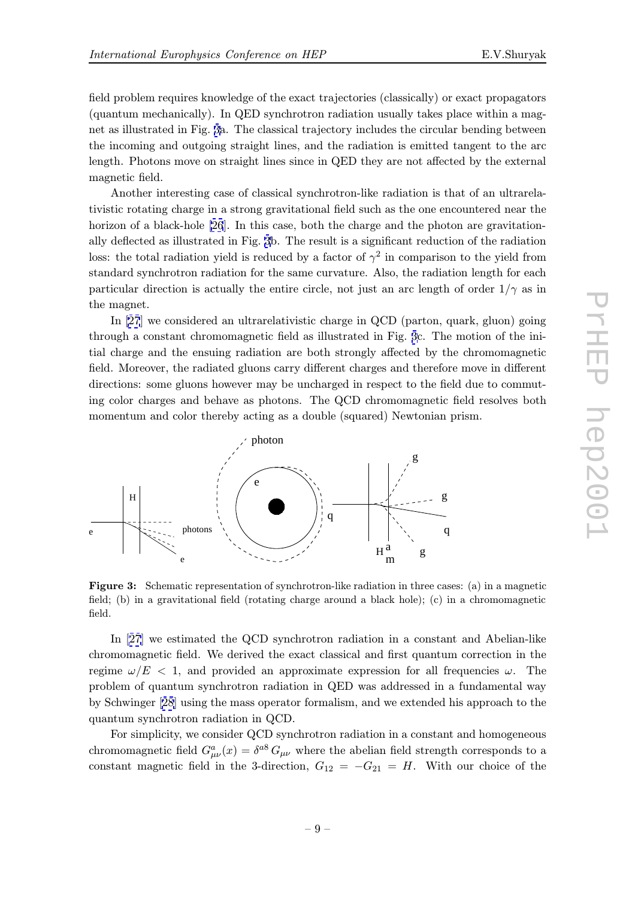field problem requires knowledge of the exact trajectories (classically) or exact propagators (quantum mechanically). In QED synchrotron radiation usually takes place within a magnet as illustrated in Fig. 3a. The classical trajectory includes the circular bending between the incoming and outgoing straight lines, and the radiation is emitted tangent to the arc length. Photons move on straight lines since in QED they are not affected by the external magnetic field.

Another interesting case of classical synchrotron-like radiation is that of an ultrarelativistic rotating charge in a strong gravitational field such as the one encountered near the horizon of a black-hole [26]. In this case, both the charge and the photon are gravitationally deflected as illustrated in Fig. 3b. The result is a significant reduction of the radiation loss: the total radiation yield is reduced by a factor of $\gamma^2$ in comparison to the yield from standard synchrotron radiation for the same curvature. Also, the radiation length for each particular direction is actually the entire circle, not just an arc length of order $1/\gamma$ as in the magnet.

In [27] we considered an ultrarelativistic charge in QCD (parton, quark, gluon) going through a constant chromomagnetic field as illustrated in Fig. 3c. The motion of the initial charge and the ensuing radiation are both strongly affected by the chromomagnetic field. Moreover, the radiated gluons carry different charges and therefore move in different directions: some gluons however may be uncharged in respect to the field due to commuting color charges and behave as photons. The QCD chromomagnetic field resolves both momentum and color thereby acting as a double (squared) Newtonian prism.

**Figure 3:** Schematic representation of synchrotron-like radiation in three cases: (a) in a magnetic field; (b) in a gravitational field (rotating charge around a black hole); (c) in a chromomagnetic field.

In [27] we estimated the QCD synchrotron radiation in a constant and Abelian-like chromomagnetic field. We derived the exact classical and first quantum correction in the regime $\omega/E < 1$, and provided an approximate expression for all frequencies $\omega$. The problem of quantum synchrotron radiation in QED was addressed in a fundamental way by Schwinger [28] using the mass operator formalism, and we extended his approach to the quantum synchrotron radiation in QCD.

For simplicity, we consider QCD synchrotron radiation in a constant and homogeneous chromomagnetic field $G^a_{\mu\nu}(x) = \delta^{a8}\, G_{\mu\nu}$ where the abelian field strength corresponds to a constant magnetic field in the 3-direction, $G_{12} = -G_{21} = H$. With our choice of the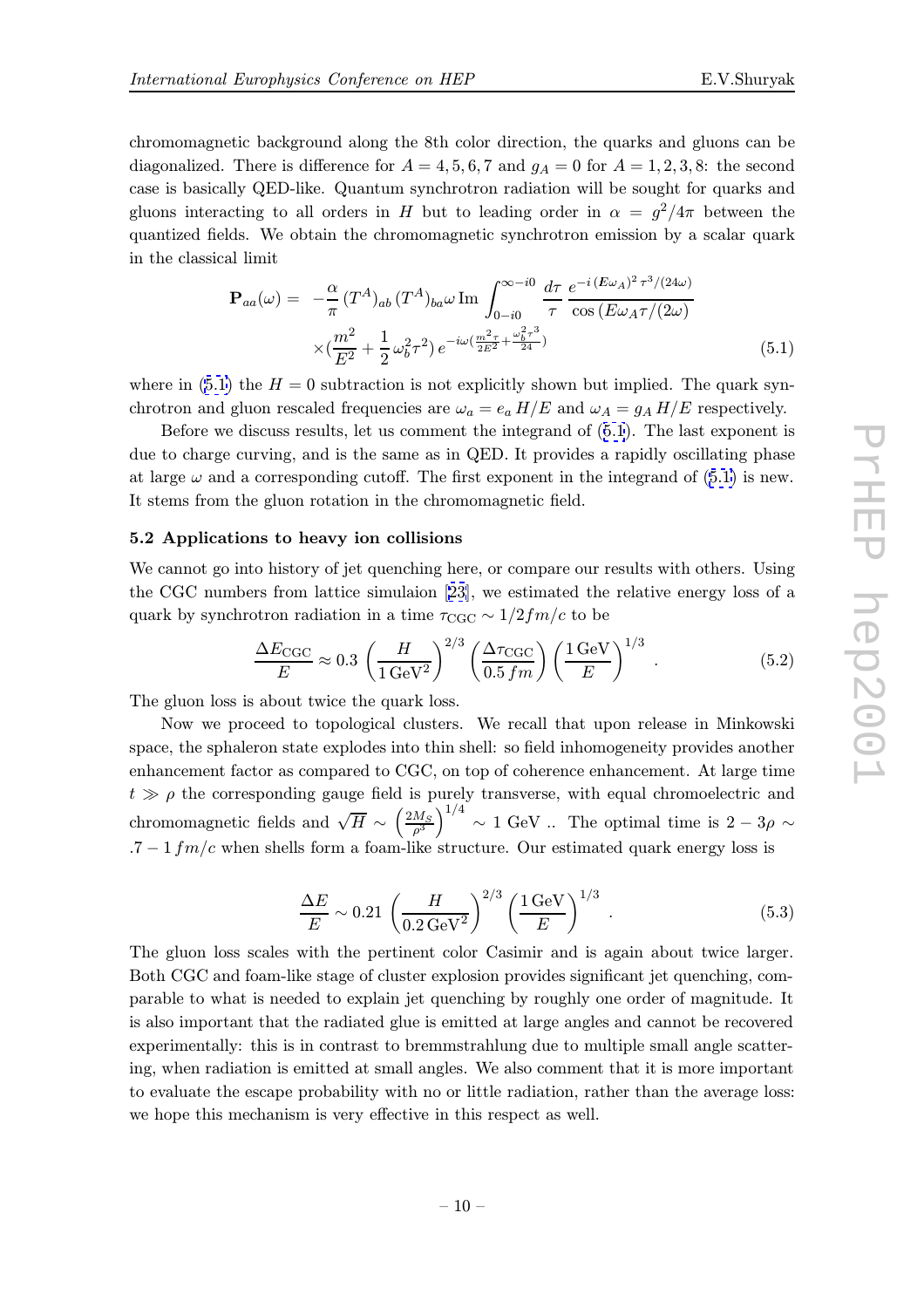chromomagnetic background along the 8th color direction, the quarks and gluons can be diagonalized. There is difference for $A = 4,5,6,7$ and $g_A = 0$ for $A = 1,2,3,8$: the second case is basically QED-like. Quantum synchrotron radiation will be sought for quarks and gluons interacting to all orders in $H$ but to leading order in $\alpha = g^2/4\pi$ between the quantized fields. We obtain the chromomagnetic synchrotron emission by a scalar quark in the classical limit

$$\mathbf{P}_{aa}(\omega) = -\frac{\alpha}{\pi}\,(T^A)_{ab}\,(T^A)_{ba}\omega\,\mathrm{Im}\int_{0-i0}^{\infty-i0}\frac{d\tau}{\tau}\,\frac{e^{-i\,(E\omega_A)^2\,\tau^3/(24\omega)}}{\cos\left(E\omega_A\tau/(2\omega)\right)} \times\left(\frac{m^2}{E^2}+\frac{1}{2}\,\omega_b^2\tau^2\right)e^{-i\omega\left(\frac{m^2\tau}{2E^2}+\frac{\omega_b^2\tau^3}{24}\right)} \tag{5.1}$$

where in (5.1) the $H = 0$ subtraction is not explicitly shown but implied. The quark synchrotron and gluon rescaled frequencies are $\omega_a = e_a\,H/E$ and $\omega_A = g_A\,H/E$ respectively.

Before we discuss results, let us comment the integrand of (5.1). The last exponent is due to charge curving, and is the same as in QED. It provides a rapidly oscillating phase at large $\omega$ and a corresponding cutoff. The first exponent in the integrand of (5.1) is new. It stems from the gluon rotation in the chromomagnetic field.

### 5.2 Applications to heavy ion collisions

We cannot go into history of jet quenching here, or compare our results with others. Using the CGC numbers from lattice simulaion [23], we estimated the relative energy loss of a quark by synchrotron radiation in a time $\tau_{\rm CGC} \sim 1/2fm/c$ to be

$$\frac{\Delta E_{\rm CGC}}{E} \approx 0.3\,\left(\frac{H}{1\,{\rm GeV}^2}\right)^{2/3}\left(\frac{\Delta\tau_{\rm CGC}}{0.5\,fm}\right)\left(\frac{1\,{\rm GeV}}{E}\right)^{1/3}\;. \tag{5.2}$$

The gluon loss is about twice the quark loss.

Now we proceed to topological clusters. We recall that upon release in Minkowski space, the sphaleron state explodes into thin shell: so field inhomogeneity provides another enhancement factor as compared to CGC, on top of coherence enhancement. At large time $t \gg \rho$ the corresponding gauge field is purely transverse, with equal chromoelectric and chromomagnetic fields and $\sqrt{H} \sim \left(\frac{2M_S}{\rho^3}\right)^{1/4} \sim 1$ GeV .. The optimal time is $2-3\rho \sim .7-1\,fm/c$ when shells form a foam-like structure. Our estimated quark energy loss is

$$\frac{\Delta E}{E} \sim 0.21\,\left(\frac{H}{0.2\,{\rm GeV}^2}\right)^{2/3}\left(\frac{1\,{\rm GeV}}{E}\right)^{1/3}\;. \tag{5.3}$$

The gluon loss scales with the pertinent color Casimir and is again about twice larger. Both CGC and foam-like stage of cluster explosion provides significant jet quenching, comparable to what is needed to explain jet quenching by roughly one order of magnitude. It is also important that the radiated glue is emitted at large angles and cannot be recovered experimentally: this is in contrast to bremmstrahlung due to multiple small angle scattering, when radiation is emitted at small angles. We also comment that it is more important to evaluate the escape probability with no or little radiation, rather than the average loss: we hope this mechanism is very effective in this respect as well.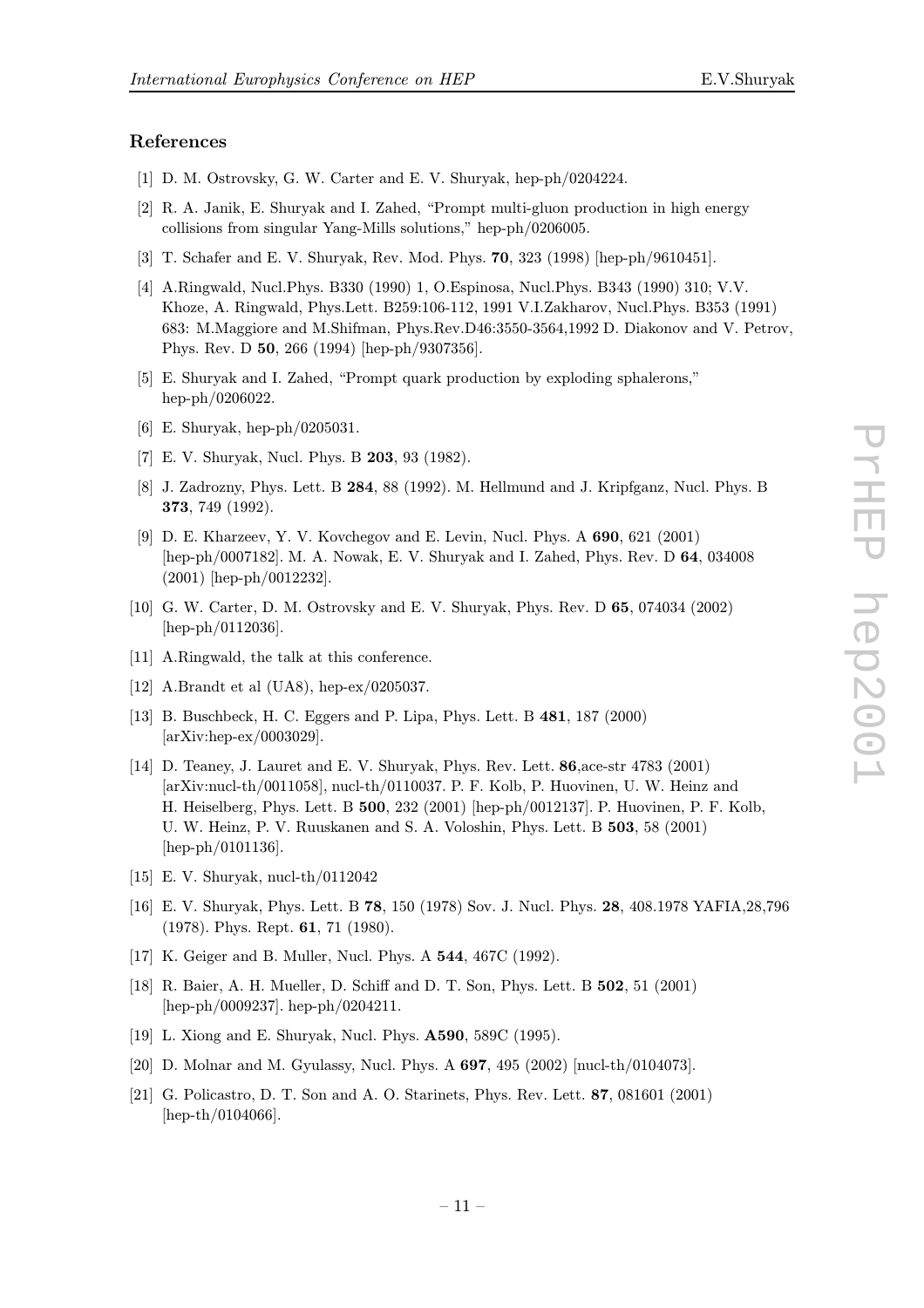## References

[1] D. M. Ostrovsky, G. W. Carter and E. V. Shuryak, hep-ph/0204224.

[2] R. A. Janik, E. Shuryak and I. Zahed, "Prompt multi-gluon production in high energy collisions from singular Yang-Mills solutions," hep-ph/0206005.

[3] T. Schafer and E. V. Shuryak, Rev. Mod. Phys. **70**, 323 (1998) [hep-ph/9610451].

[4] A.Ringwald, Nucl.Phys. B330 (1990) 1, O.Espinosa, Nucl.Phys. B343 (1990) 310; V.V. Khoze, A. Ringwald, Phys.Lett. B259:106-112, 1991 V.I.Zakharov, Nucl.Phys. B353 (1991) 683: M.Maggiore and M.Shifman, Phys.Rev.D46:3550-3564,1992 D. Diakonov and V. Petrov, Phys. Rev. D **50**, 266 (1994) [hep-ph/9307356].

[5] E. Shuryak and I. Zahed, "Prompt quark production by exploding sphalerons," hep-ph/0206022.

[6] E. Shuryak, hep-ph/0205031.

[7] E. V. Shuryak, Nucl. Phys. B **203**, 93 (1982).

[8] J. Zadrozny, Phys. Lett. B **284**, 88 (1992). M. Hellmund and J. Kripfganz, Nucl. Phys. B **373**, 749 (1992).

[9] D. E. Kharzeev, Y. V. Kovchegov and E. Levin, Nucl. Phys. A **690**, 621 (2001) [hep-ph/0007182]. M. A. Nowak, E. V. Shuryak and I. Zahed, Phys. Rev. D **64**, 034008 (2001) [hep-ph/0012232].

[10] G. W. Carter, D. M. Ostrovsky and E. V. Shuryak, Phys. Rev. D **65**, 074034 (2002) [hep-ph/0112036].

[11] A.Ringwald, the talk at this conference.

[12] A.Brandt et al (UA8), hep-ex/0205037.

[13] B. Buschbeck, H. C. Eggers and P. Lipa, Phys. Lett. B **481**, 187 (2000) [arXiv:hep-ex/0003029].

[14] D. Teaney, J. Lauret and E. V. Shuryak, Phys. Rev. Lett. **86**,ace-str 4783 (2001) [arXiv:nucl-th/0011058], nucl-th/0110037. P. F. Kolb, P. Huovinen, U. W. Heinz and H. Heiselberg, Phys. Lett. B **500**, 232 (2001) [hep-ph/0012137]. P. Huovinen, P. F. Kolb, U. W. Heinz, P. V. Ruuskanen and S. A. Voloshin, Phys. Lett. B **503**, 58 (2001) [hep-ph/0101136].

[15] E. V. Shuryak, nucl-th/0112042

[16] E. V. Shuryak, Phys. Lett. B **78**, 150 (1978) Sov. J. Nucl. Phys. **28**, 408.1978 YAFIA,28,796 (1978). Phys. Rept. **61**, 71 (1980).

[17] K. Geiger and B. Muller, Nucl. Phys. A **544**, 467C (1992).

[18] R. Baier, A. H. Mueller, D. Schiff and D. T. Son, Phys. Lett. B **502**, 51 (2001) [hep-ph/0009237]. hep-ph/0204211.

[19] L. Xiong and E. Shuryak, Nucl. Phys. **A590**, 589C (1995).

[20] D. Molnar and M. Gyulassy, Nucl. Phys. A **697**, 495 (2002) [nucl-th/0104073].

[21] G. Policastro, D. T. Son and A. O. Starinets, Phys. Rev. Lett. **87**, 081601 (2001) [hep-th/0104066].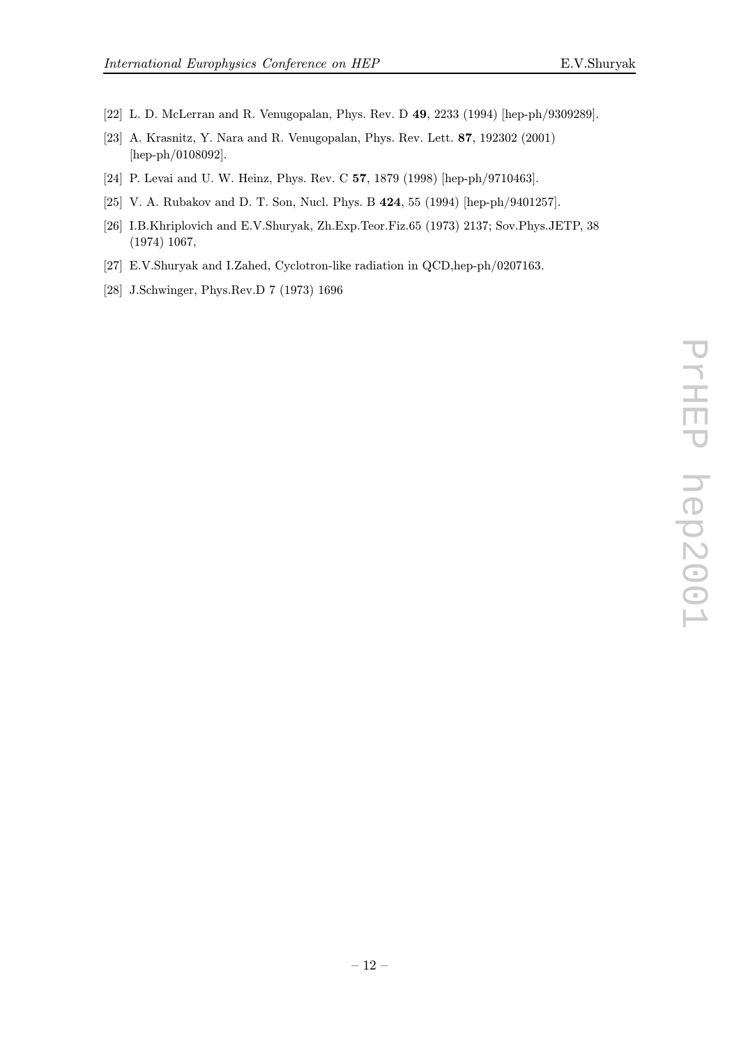[22] L. D. McLerran and R. Venugopalan, Phys. Rev. D **49**, 2233 (1994) [hep-ph/9309289].

[23] A. Krasnitz, Y. Nara and R. Venugopalan, Phys. Rev. Lett. **87**, 192302 (2001) [hep-ph/0108092].

[24] P. Levai and U. W. Heinz, Phys. Rev. C **57**, 1879 (1998) [hep-ph/9710463].

[25] V. A. Rubakov and D. T. Son, Nucl. Phys. B **424**, 55 (1994) [hep-ph/9401257].

[26] I.B.Khriplovich and E.V.Shuryak, Zh.Exp.Teor.Fiz.65 (1973) 2137; Sov.Phys.JETP, 38 (1974) 1067,

[27] E.V.Shuryak and I.Zahed, Cyclotron-like radiation in QCD,hep-ph/0207163.

[28] J.Schwinger, Phys.Rev.D 7 (1973) 1696